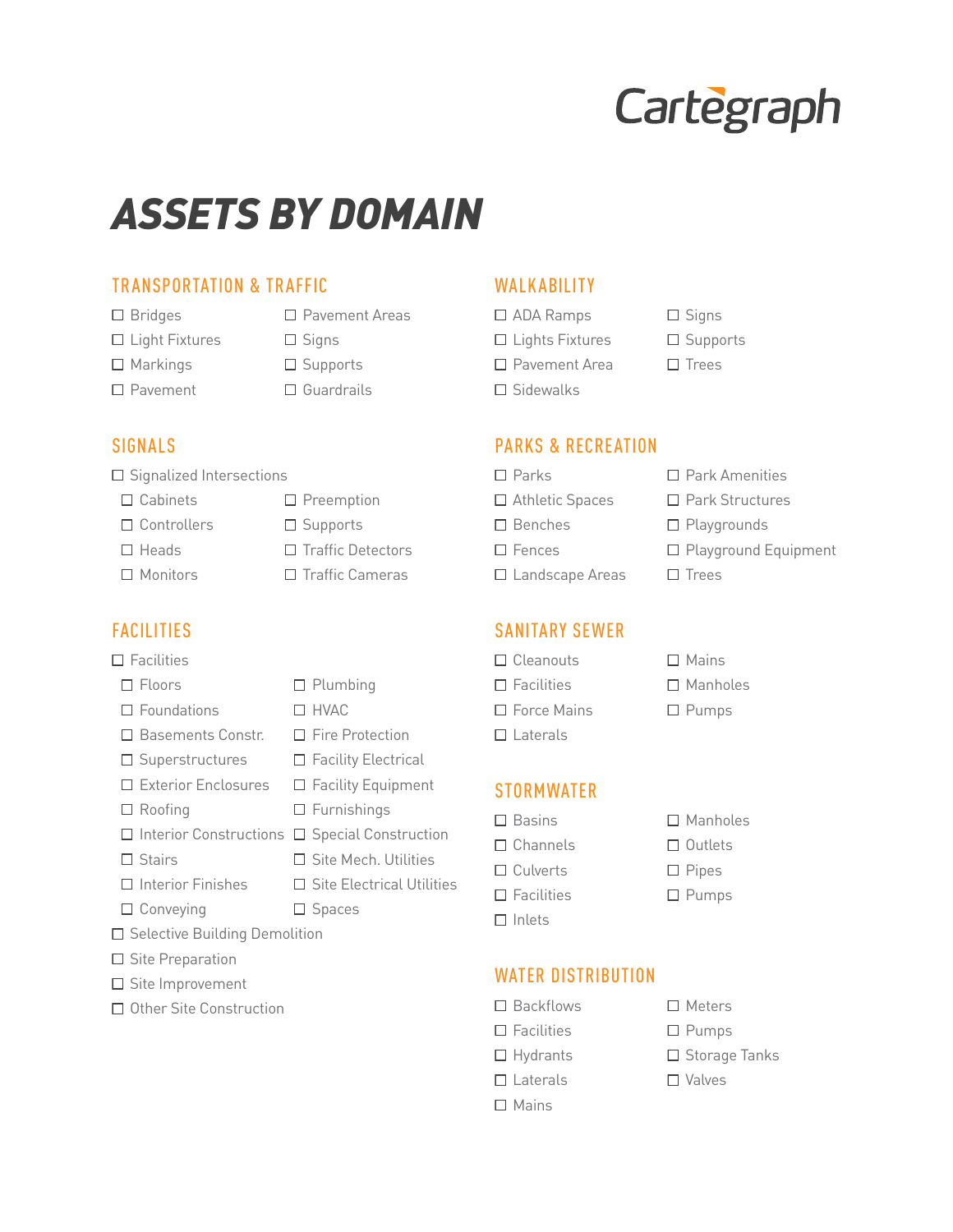Cartegraph

# ASSETS BY DOMAIN

## TRANSPORTATION & TRAFFIC

- ☐ Bridges
- ☐ Light Fixtures
- ☐ Markings
- ☐ Pavement
- ☐ Pavement Areas
- ☐ Signs
- ☐ Supports
- ☐ Guardrails

## SIGNALS

- ☐ Signalized Intersections
  - ☐ Cabinets
  - ☐ Controllers
  - ☐ Heads
  - ☐ Monitors
  - ☐ Preemption
  - ☐ Supports
  - ☐ Traffic Detectors
  - ☐ Traffic Cameras

## FACILITIES

- ☐ Facilities
  - ☐ Floors
  - ☐ Foundations
  - ☐ Basements Constr.
  - ☐ Superstructures
  - ☐ Exterior Enclosures
  - ☐ Roofing
  - ☐ Interior Constructions
  - ☐ Stairs
  - ☐ Interior Finishes
  - ☐ Conveying
  - ☐ Plumbing
  - ☐ HVAC
  - ☐ Fire Protection
  - ☐ Facility Electrical
  - ☐ Facility Equipment
  - ☐ Furnishings
  - ☐ Special Construction
  - ☐ Site Mech. Utilities
  - ☐ Site Electrical Utilities
  - ☐ Spaces
- ☐ Selective Building Demolition
- ☐ Site Preparation
- ☐ Site Improvement
- ☐ Other Site Construction

## WALKABILITY

- ☐ ADA Ramps
- ☐ Lights Fixtures
- ☐ Pavement Area
- ☐ Sidewalks
- ☐ Signs
- ☐ Supports
- ☐ Trees

## PARKS & RECREATION

- ☐ Parks
- ☐ Athletic Spaces
- ☐ Benches
- ☐ Fences
- ☐ Landscape Areas
- ☐ Park Amenities
- ☐ Park Structures
- ☐ Playgrounds
- ☐ Playground Equipment
- ☐ Trees

## SANITARY SEWER

- ☐ Cleanouts
- ☐ Facilities
- ☐ Force Mains
- ☐ Laterals
- ☐ Mains
- ☐ Manholes
- ☐ Pumps

## STORMWATER

- ☐ Basins
- ☐ Channels
- ☐ Culverts
- ☐ Facilities
- ☐ Inlets
- ☐ Manholes
- ☐ Outlets
- ☐ Pipes
- ☐ Pumps

## WATER DISTRIBUTION

- ☐ Backflows
- ☐ Facilities
- ☐ Hydrants
- ☐ Laterals
- ☐ Mains
- ☐ Meters
- ☐ Pumps
- ☐ Storage Tanks
- ☐ Valves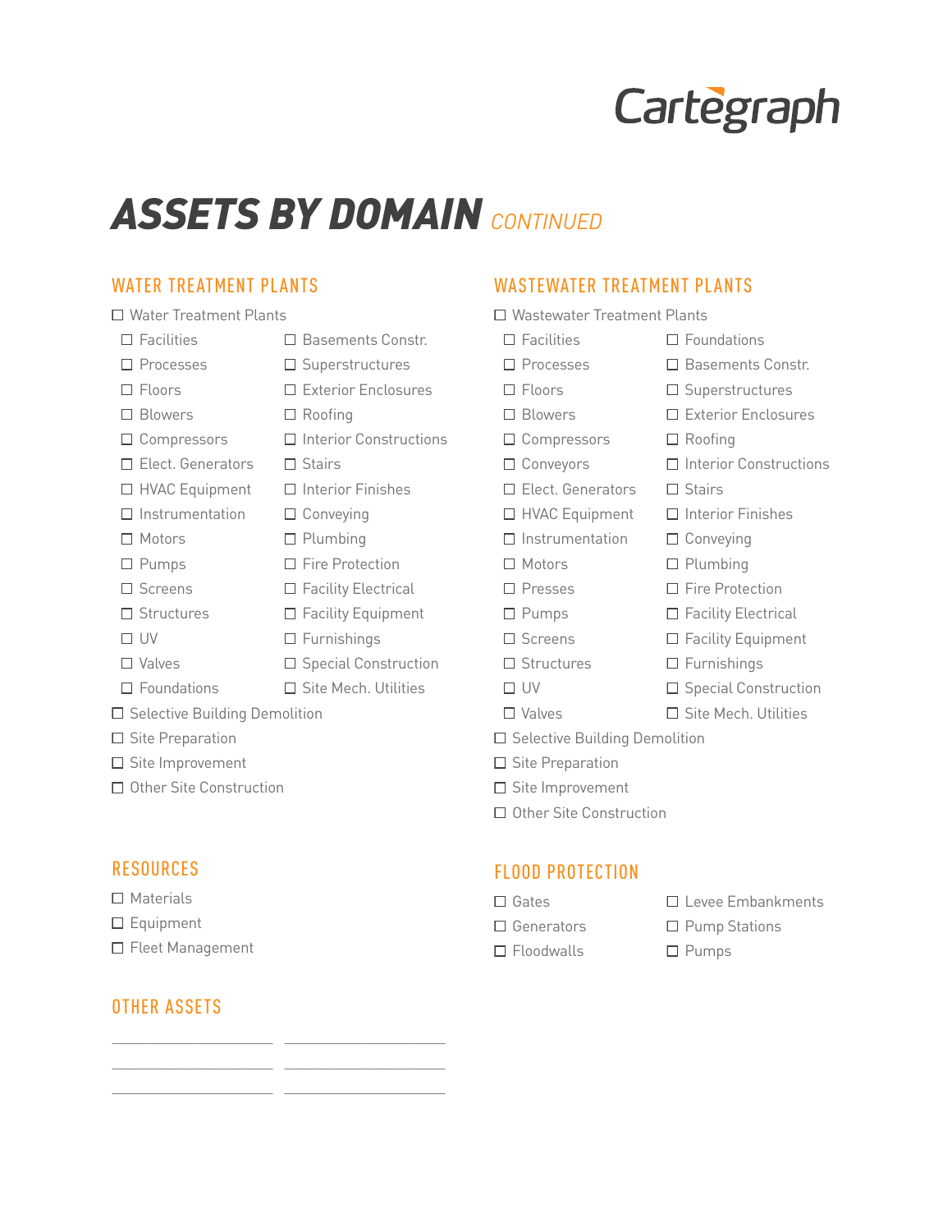Cartegraph

# ASSETS BY DOMAIN *CONTINUED*

## WATER TREATMENT PLANTS

- ☐ Water Treatment Plants
  - ☐ Facilities
  - ☐ Processes
  - ☐ Floors
  - ☐ Blowers
  - ☐ Compressors
  - ☐ Elect. Generators
  - ☐ HVAC Equipment
  - ☐ Instrumentation
  - ☐ Motors
  - ☐ Pumps
  - ☐ Screens
  - ☐ Structures
  - ☐ UV
  - ☐ Valves
  - ☐ Foundations
  - ☐ Basements Constr.
  - ☐ Superstructures
  - ☐ Exterior Enclosures
  - ☐ Roofing
  - ☐ Interior Constructions
  - ☐ Stairs
  - ☐ Interior Finishes
  - ☐ Conveying
  - ☐ Plumbing
  - ☐ Fire Protection
  - ☐ Facility Electrical
  - ☐ Facility Equipment
  - ☐ Furnishings
  - ☐ Special Construction
  - ☐ Site Mech. Utilities
- ☐ Selective Building Demolition
- ☐ Site Preparation
- ☐ Site Improvement
- ☐ Other Site Construction

## WASTEWATER TREATMENT PLANTS

- ☐ Wastewater Treatment Plants
  - ☐ Facilities
  - ☐ Processes
  - ☐ Floors
  - ☐ Blowers
  - ☐ Compressors
  - ☐ Conveyors
  - ☐ Elect. Generators
  - ☐ HVAC Equipment
  - ☐ Instrumentation
  - ☐ Motors
  - ☐ Presses
  - ☐ Pumps
  - ☐ Screens
  - ☐ Structures
  - ☐ UV
  - ☐ Valves
  - ☐ Foundations
  - ☐ Basements Constr.
  - ☐ Superstructures
  - ☐ Exterior Enclosures
  - ☐ Roofing
  - ☐ Interior Constructions
  - ☐ Stairs
  - ☐ Interior Finishes
  - ☐ Conveying
  - ☐ Plumbing
  - ☐ Fire Protection
  - ☐ Facility Electrical
  - ☐ Facility Equipment
  - ☐ Furnishings
  - ☐ Special Construction
  - ☐ Site Mech. Utilities
- ☐ Selective Building Demolition
- ☐ Site Preparation
- ☐ Site Improvement
- ☐ Other Site Construction

## RESOURCES

- ☐ Materials
- ☐ Equipment
- ☐ Fleet Management

## FLOOD PROTECTION

- ☐ Gates
- ☐ Generators
- ☐ Floodwalls
- ☐ Levee Embankments
- ☐ Pump Stations
- ☐ Pumps

## OTHER ASSETS

\_\_\_\_\_\_\_\_\_\_\_\_\_\_\_\_\_\_\_\_ \_\_\_\_\_\_\_\_\_\_\_\_\_\_\_\_\_\_\_\_

\_\_\_\_\_\_\_\_\_\_\_\_\_\_\_\_\_\_\_\_ \_\_\_\_\_\_\_\_\_\_\_\_\_\_\_\_\_\_\_\_

\_\_\_\_\_\_\_\_\_\_\_\_\_\_\_\_\_\_\_\_ \_\_\_\_\_\_\_\_\_\_\_\_\_\_\_\_\_\_\_\_